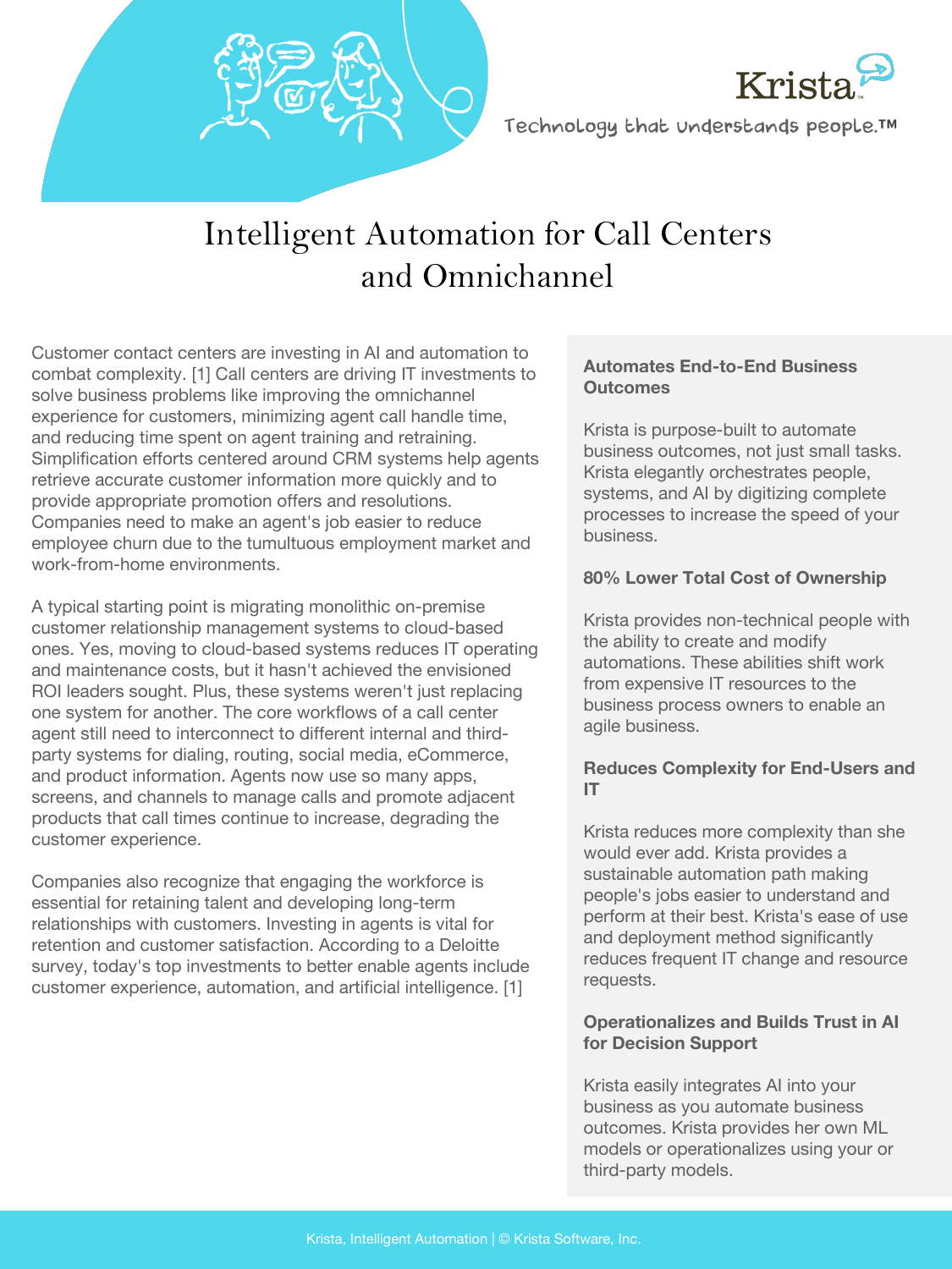Krista

Technology that understands people.™

# Intelligent Automation for Call Centers and Omnichannel

Customer contact centers are investing in AI and automation to combat complexity. [1] Call centers are driving IT investments to solve business problems like improving the omnichannel experience for customers, minimizing agent call handle time, and reducing time spent on agent training and retraining. Simplification efforts centered around CRM systems help agents retrieve accurate customer information more quickly and to provide appropriate promotion offers and resolutions. Companies need to make an agent's job easier to reduce employee churn due to the tumultuous employment market and work-from-home environments.

A typical starting point is migrating monolithic on-premise customer relationship management systems to cloud-based ones. Yes, moving to cloud-based systems reduces IT operating and maintenance costs, but it hasn't achieved the envisioned ROI leaders sought. Plus, these systems weren't just replacing one system for another. The core workflows of a call center agent still need to interconnect to different internal and third-party systems for dialing, routing, social media, eCommerce, and product information. Agents now use so many apps, screens, and channels to manage calls and promote adjacent products that call times continue to increase, degrading the customer experience.

Companies also recognize that engaging the workforce is essential for retaining talent and developing long-term relationships with customers. Investing in agents is vital for retention and customer satisfaction. According to a Deloitte survey, today's top investments to better enable agents include customer experience, automation, and artificial intelligence. [1]

**Automates End-to-End Business Outcomes**

Krista is purpose-built to automate business outcomes, not just small tasks. Krista elegantly orchestrates people, systems, and AI by digitizing complete processes to increase the speed of your business.

**80% Lower Total Cost of Ownership**

Krista provides non-technical people with the ability to create and modify automations. These abilities shift work from expensive IT resources to the business process owners to enable an agile business.

**Reduces Complexity for End-Users and IT**

Krista reduces more complexity than she would ever add. Krista provides a sustainable automation path making people's jobs easier to understand and perform at their best. Krista's ease of use and deployment method significantly reduces frequent IT change and resource requests.

**Operationalizes and Builds Trust in AI for Decision Support**

Krista easily integrates AI into your business as you automate business outcomes. Krista provides her own ML models or operationalizes using your or third-party models.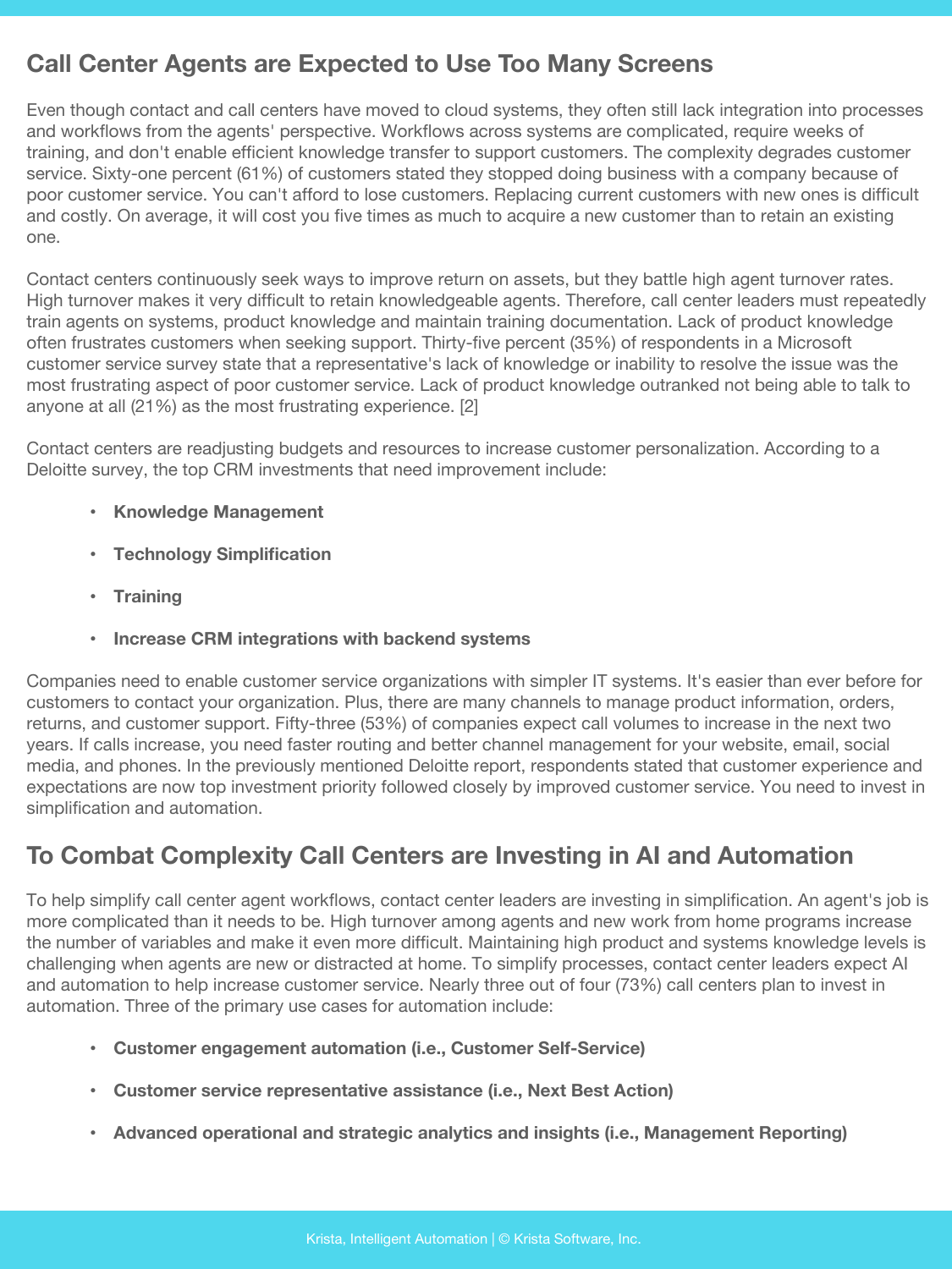## Call Center Agents are Expected to Use Too Many Screens

Even though contact and call centers have moved to cloud systems, they often still lack integration into processes and workflows from the agents' perspective. Workflows across systems are complicated, require weeks of training, and don't enable efficient knowledge transfer to support customers. The complexity degrades customer service. Sixty-one percent (61%) of customers stated they stopped doing business with a company because of poor customer service. You can't afford to lose customers. Replacing current customers with new ones is difficult and costly. On average, it will cost you five times as much to acquire a new customer than to retain an existing one.

Contact centers continuously seek ways to improve return on assets, but they battle high agent turnover rates. High turnover makes it very difficult to retain knowledgeable agents. Therefore, call center leaders must repeatedly train agents on systems, product knowledge and maintain training documentation. Lack of product knowledge often frustrates customers when seeking support. Thirty-five percent (35%) of respondents in a Microsoft customer service survey state that a representative's lack of knowledge or inability to resolve the issue was the most frustrating aspect of poor customer service. Lack of product knowledge outranked not being able to talk to anyone at all (21%) as the most frustrating experience. [2]

Contact centers are readjusting budgets and resources to increase customer personalization. According to a Deloitte survey, the top CRM investments that need improvement include:

- **Knowledge Management**
- **Technology Simplification**
- **Training**
- **Increase CRM integrations with backend systems**

Companies need to enable customer service organizations with simpler IT systems. It's easier than ever before for customers to contact your organization. Plus, there are many channels to manage product information, orders, returns, and customer support. Fifty-three (53%) of companies expect call volumes to increase in the next two years. If calls increase, you need faster routing and better channel management for your website, email, social media, and phones. In the previously mentioned Deloitte report, respondents stated that customer experience and expectations are now top investment priority followed closely by improved customer service. You need to invest in simplification and automation.

## To Combat Complexity Call Centers are Investing in AI and Automation

To help simplify call center agent workflows, contact center leaders are investing in simplification. An agent's job is more complicated than it needs to be. High turnover among agents and new work from home programs increase the number of variables and make it even more difficult. Maintaining high product and systems knowledge levels is challenging when agents are new or distracted at home. To simplify processes, contact center leaders expect AI and automation to help increase customer service. Nearly three out of four (73%) call centers plan to invest in automation. Three of the primary use cases for automation include:

- **Customer engagement automation (i.e., Customer Self-Service)**
- **Customer service representative assistance (i.e., Next Best Action)**
- **Advanced operational and strategic analytics and insights (i.e., Management Reporting)**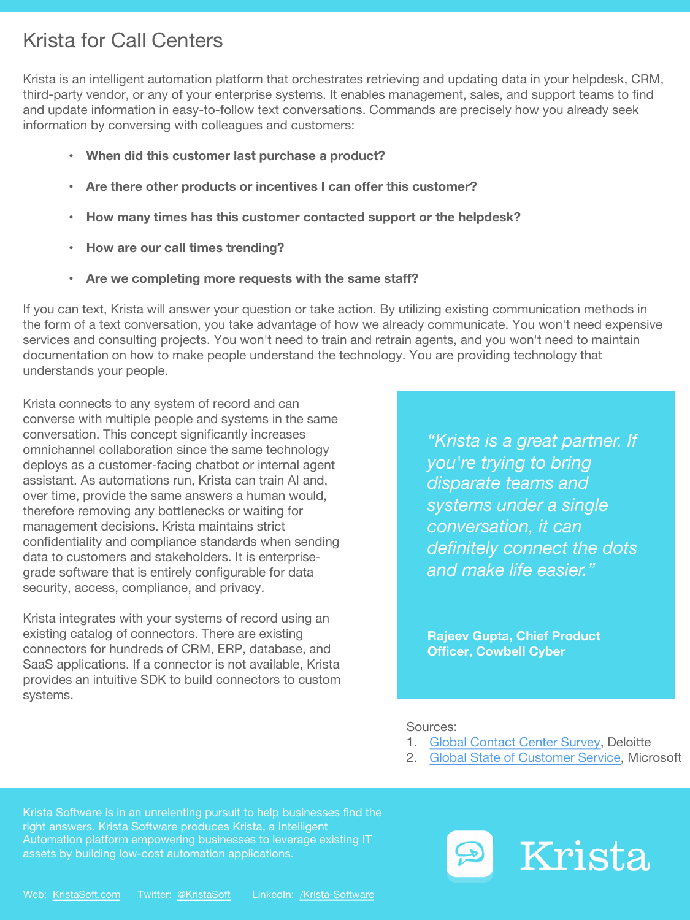# Krista for Call Centers

Krista is an intelligent automation platform that orchestrates retrieving and updating data in your helpdesk, CRM, third-party vendor, or any of your enterprise systems. It enables management, sales, and support teams to find and update information in easy-to-follow text conversations. Commands are precisely how you already seek information by conversing with colleagues and customers:

- **When did this customer last purchase a product?**
- **Are there other products or incentives I can offer this customer?**
- **How many times has this customer contacted support or the helpdesk?**
- **How are our call times trending?**
- **Are we completing more requests with the same staff?**

If you can text, Krista will answer your question or take action. By utilizing existing communication methods in the form of a text conversation, you take advantage of how we already communicate. You won't need expensive services and consulting projects. You won't need to train and retrain agents, and you won't need to maintain documentation on how to make people understand the technology. You are providing technology that understands your people.

Krista connects to any system of record and can converse with multiple people and systems in the same conversation. This concept significantly increases omnichannel collaboration since the same technology deploys as a customer-facing chatbot or internal agent assistant. As automations run, Krista can train AI and, over time, provide the same answers a human would, therefore removing any bottlenecks or waiting for management decisions. Krista maintains strict confidentiality and compliance standards when sending data to customers and stakeholders. It is enterprise-grade software that is entirely configurable for data security, access, compliance, and privacy.

Krista integrates with your systems of record using an existing catalog of connectors. There are existing connectors for hundreds of CRM, ERP, database, and SaaS applications. If a connector is not available, Krista provides an intuitive SDK to build connectors to custom systems.

> *"Krista is a great partner. If you're trying to bring disparate teams and systems under a single conversation, it can definitely connect the dots and make life easier."*
>
> **Rajeev Gupta, Chief Product Officer, Cowbell Cyber**

Sources:

1. Global Contact Center Survey, Deloitte
2. Global State of Customer Service, Microsoft

Krista Software is in an unrelenting pursuit to help businesses find the right answers. Krista Software produces Krista, a Intelligent Automation platform empowering businesses to leverage existing IT assets by building low-cost automation applications.

Web: KristaSoft.com    Twitter: @KristaSoft    LinkedIn: /Krista-Software

Krista